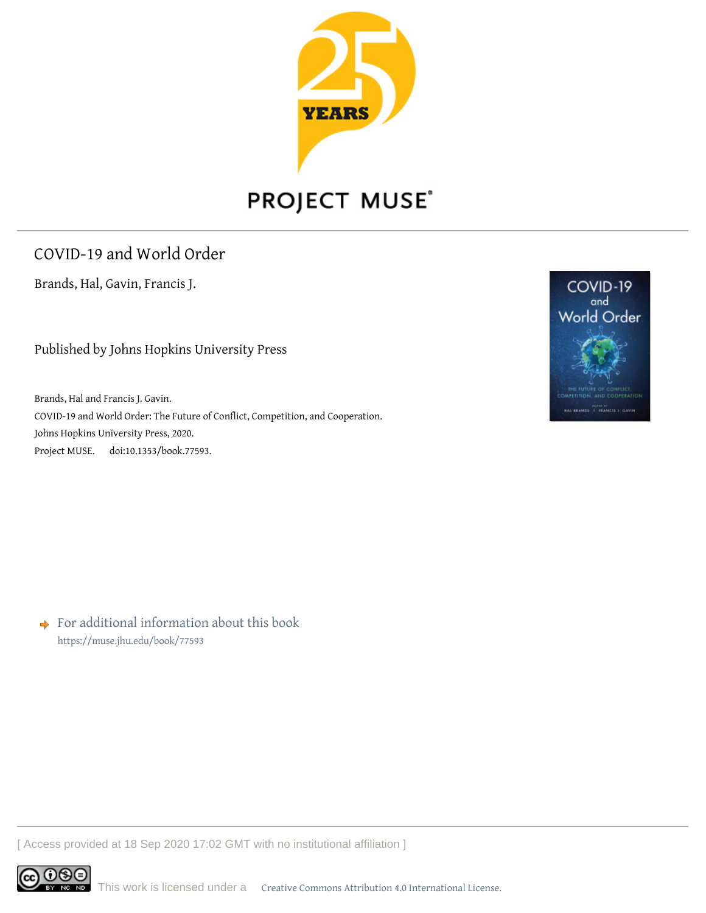PROJECT MUSE®

# COVID-19 and World Order

Brands, Hal, Gavin, Francis J.

Published by Johns Hopkins University Press

Brands, Hal and Francis J. Gavin.
COVID-19 and World Order: The Future of Conflict, Competition, and Cooperation.
Johns Hopkins University Press, 2020.
Project MUSE. doi:10.1353/book.77593.

For additional information about this book
https://muse.jhu.edu/book/77593

[ Access provided at 18 Sep 2020 17:02 GMT with no institutional affiliation ]

This work is licensed under a Creative Commons Attribution 4.0 International License.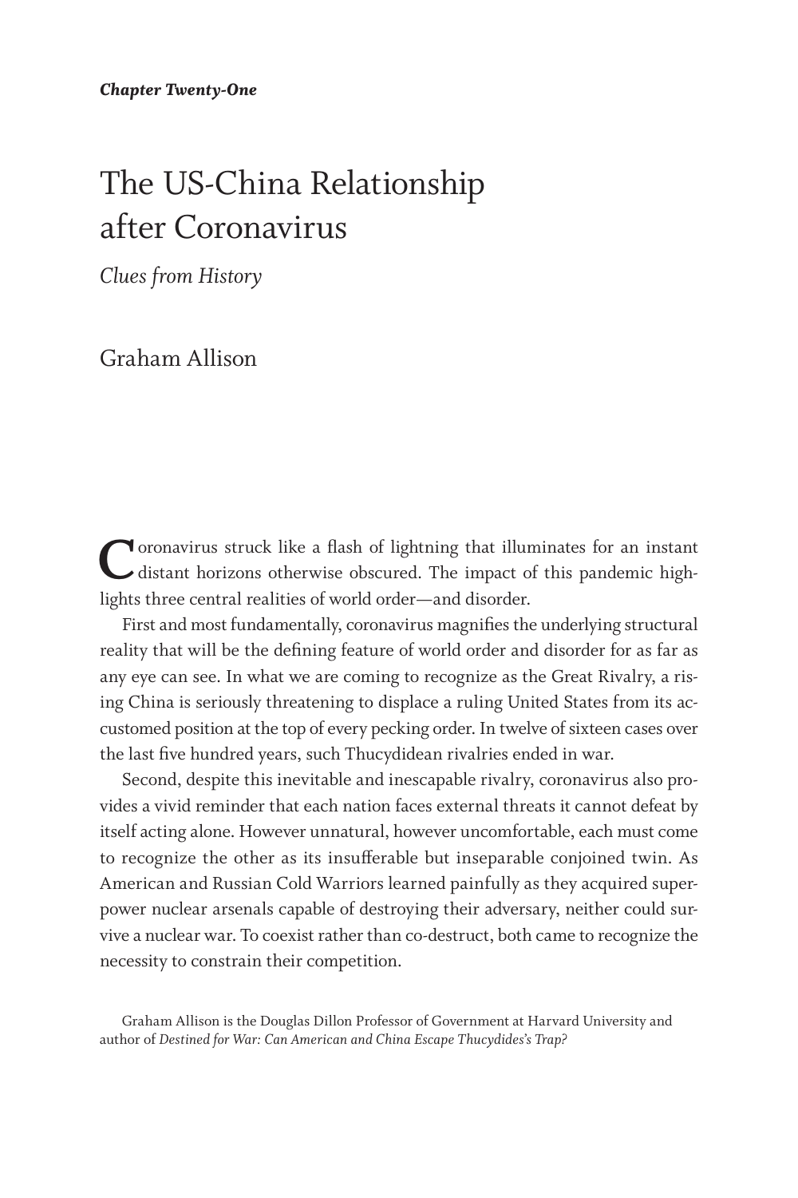*Chapter Twenty-One*

# The US-China Relationship after Coronavirus

*Clues from History*

Graham Allison

Coronavirus struck like a flash of lightning that illuminates for an instant distant horizons otherwise obscured. The impact of this pandemic highlights three central realities of world order—and disorder.

First and most fundamentally, coronavirus magnifies the underlying structural reality that will be the defining feature of world order and disorder for as far as any eye can see. In what we are coming to recognize as the Great Rivalry, a rising China is seriously threatening to displace a ruling United States from its accustomed position at the top of every pecking order. In twelve of sixteen cases over the last five hundred years, such Thucydidean rivalries ended in war.

Second, despite this inevitable and inescapable rivalry, coronavirus also provides a vivid reminder that each nation faces external threats it cannot defeat by itself acting alone. However unnatural, however uncomfortable, each must come to recognize the other as its insufferable but inseparable conjoined twin. As American and Russian Cold Warriors learned painfully as they acquired superpower nuclear arsenals capable of destroying their adversary, neither could survive a nuclear war. To coexist rather than co-destruct, both came to recognize the necessity to constrain their competition.

Graham Allison is the Douglas Dillon Professor of Government at Harvard University and author of *Destined for War: Can American and China Escape Thucydides's Trap?*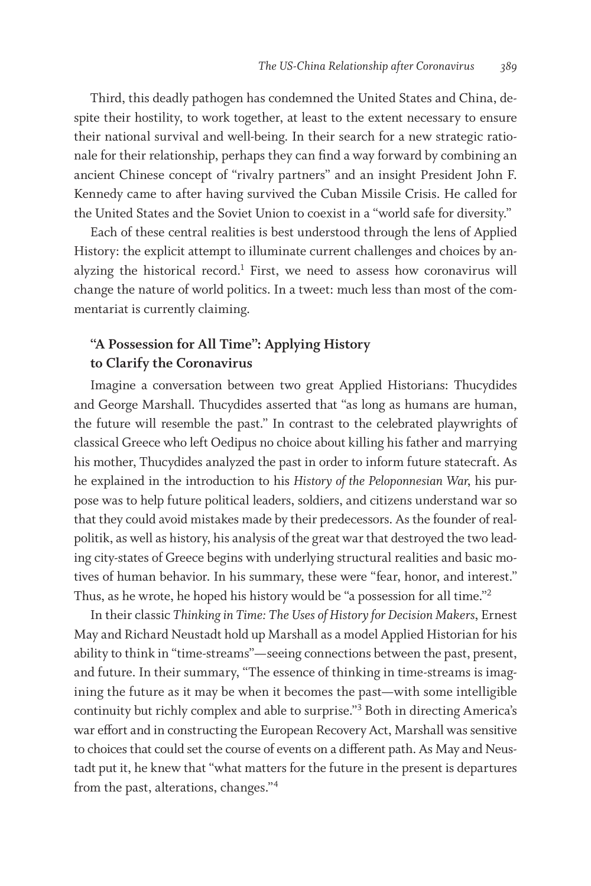Third, this deadly pathogen has condemned the United States and China, despite their hostility, to work together, at least to the extent necessary to ensure their national survival and well-being. In their search for a new strategic rationale for their relationship, perhaps they can find a way forward by combining an ancient Chinese concept of "rivalry partners" and an insight President John F. Kennedy came to after having survived the Cuban Missile Crisis. He called for the United States and the Soviet Union to coexist in a "world safe for diversity."

Each of these central realities is best understood through the lens of Applied History: the explicit attempt to illuminate current challenges and choices by analyzing the historical record.[1] First, we need to assess how coronavirus will change the nature of world politics. In a tweet: much less than most of the commentariat is currently claiming.

## "A Possession for All Time": Applying History to Clarify the Coronavirus

Imagine a conversation between two great Applied Historians: Thucydides and George Marshall. Thucydides asserted that "as long as humans are human, the future will resemble the past." In contrast to the celebrated playwrights of classical Greece who left Oedipus no choice about killing his father and marrying his mother, Thucydides analyzed the past in order to inform future statecraft. As he explained in the introduction to his *History of the Peloponnesian War*, his purpose was to help future political leaders, soldiers, and citizens understand war so that they could avoid mistakes made by their predecessors. As the founder of realpolitik, as well as history, his analysis of the great war that destroyed the two leading city-states of Greece begins with underlying structural realities and basic motives of human behavior. In his summary, these were "fear, honor, and interest." Thus, as he wrote, he hoped his history would be "a possession for all time."[2]

In their classic *Thinking in Time: The Uses of History for Decision Makers*, Ernest May and Richard Neustadt hold up Marshall as a model Applied Historian for his ability to think in "time-streams"—seeing connections between the past, present, and future. In their summary, "The essence of thinking in time-streams is imagining the future as it may be when it becomes the past—with some intelligible continuity but richly complex and able to surprise."[3] Both in directing America's war effort and in constructing the European Recovery Act, Marshall was sensitive to choices that could set the course of events on a different path. As May and Neustadt put it, he knew that "what matters for the future in the present is departures from the past, alterations, changes."[4]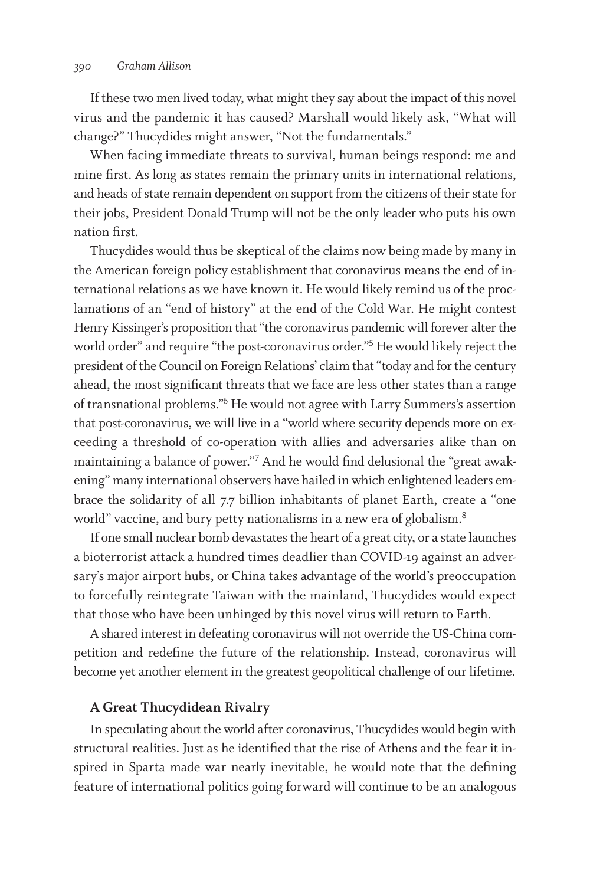If these two men lived today, what might they say about the impact of this novel virus and the pandemic it has caused? Marshall would likely ask, "What will change?" Thucydides might answer, "Not the fundamentals."

When facing immediate threats to survival, human beings respond: me and mine first. As long as states remain the primary units in international relations, and heads of state remain dependent on support from the citizens of their state for their jobs, President Donald Trump will not be the only leader who puts his own nation first.

Thucydides would thus be skeptical of the claims now being made by many in the American foreign policy establishment that coronavirus means the end of international relations as we have known it. He would likely remind us of the proclamations of an "end of history" at the end of the Cold War. He might contest Henry Kissinger's proposition that "the coronavirus pandemic will forever alter the world order" and require "the post-coronavirus order."[5] He would likely reject the president of the Council on Foreign Relations' claim that "today and for the century ahead, the most significant threats that we face are less other states than a range of transnational problems."[6] He would not agree with Larry Summers's assertion that post-coronavirus, we will live in a "world where security depends more on exceeding a threshold of co-operation with allies and adversaries alike than on maintaining a balance of power."[7] And he would find delusional the "great awakening" many international observers have hailed in which enlightened leaders embrace the solidarity of all 7.7 billion inhabitants of planet Earth, create a "one world" vaccine, and bury petty nationalisms in a new era of globalism.[8]

If one small nuclear bomb devastates the heart of a great city, or a state launches a bioterrorist attack a hundred times deadlier than COVID-19 against an adversary's major airport hubs, or China takes advantage of the world's preoccupation to forcefully reintegrate Taiwan with the mainland, Thucydides would expect that those who have been unhinged by this novel virus will return to Earth.

A shared interest in defeating coronavirus will not override the US-China competition and redefine the future of the relationship. Instead, coronavirus will become yet another element in the greatest geopolitical challenge of our lifetime.

## A Great Thucydidean Rivalry

In speculating about the world after coronavirus, Thucydides would begin with structural realities. Just as he identified that the rise of Athens and the fear it inspired in Sparta made war nearly inevitable, he would note that the defining feature of international politics going forward will continue to be an analogous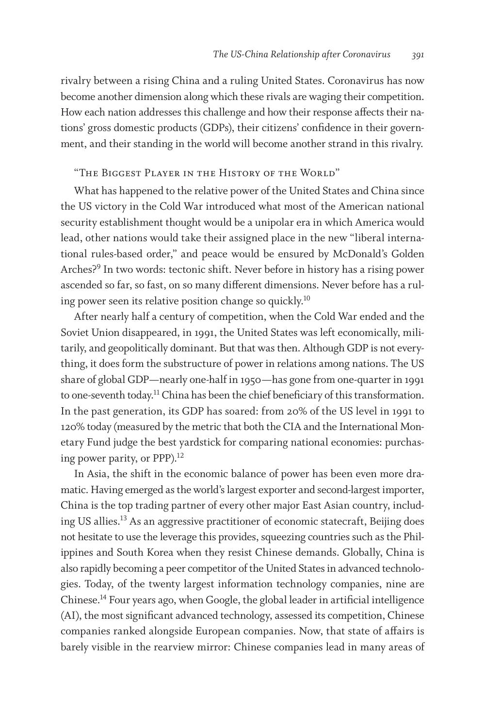rivalry between a rising China and a ruling United States. Coronavirus has now become another dimension along which these rivals are waging their competition. How each nation addresses this challenge and how their response affects their nations' gross domestic products (GDPs), their citizens' confidence in their government, and their standing in the world will become another strand in this rivalry.

## "The Biggest Player in the History of the World"

What has happened to the relative power of the United States and China since the US victory in the Cold War introduced what most of the American national security establishment thought would be a unipolar era in which America would lead, other nations would take their assigned place in the new "liberal international rules-based order," and peace would be ensured by McDonald's Golden Arches?[9] In two words: tectonic shift. Never before in history has a rising power ascended so far, so fast, on so many different dimensions. Never before has a ruling power seen its relative position change so quickly.[10]

After nearly half a century of competition, when the Cold War ended and the Soviet Union disappeared, in 1991, the United States was left economically, militarily, and geopolitically dominant. But that was then. Although GDP is not everything, it does form the substructure of power in relations among nations. The US share of global GDP—nearly one-half in 1950—has gone from one-quarter in 1991 to one-seventh today.[11] China has been the chief beneficiary of this transformation. In the past generation, its GDP has soared: from 20% of the US level in 1991 to 120% today (measured by the metric that both the CIA and the International Monetary Fund judge the best yardstick for comparing national economies: purchasing power parity, or PPP).[12]

In Asia, the shift in the economic balance of power has been even more dramatic. Having emerged as the world's largest exporter and second-largest importer, China is the top trading partner of every other major East Asian country, including US allies.[13] As an aggressive practitioner of economic statecraft, Beijing does not hesitate to use the leverage this provides, squeezing countries such as the Philippines and South Korea when they resist Chinese demands. Globally, China is also rapidly becoming a peer competitor of the United States in advanced technologies. Today, of the twenty largest information technology companies, nine are Chinese.[14] Four years ago, when Google, the global leader in artificial intelligence (AI), the most significant advanced technology, assessed its competition, Chinese companies ranked alongside European companies. Now, that state of affairs is barely visible in the rearview mirror: Chinese companies lead in many areas of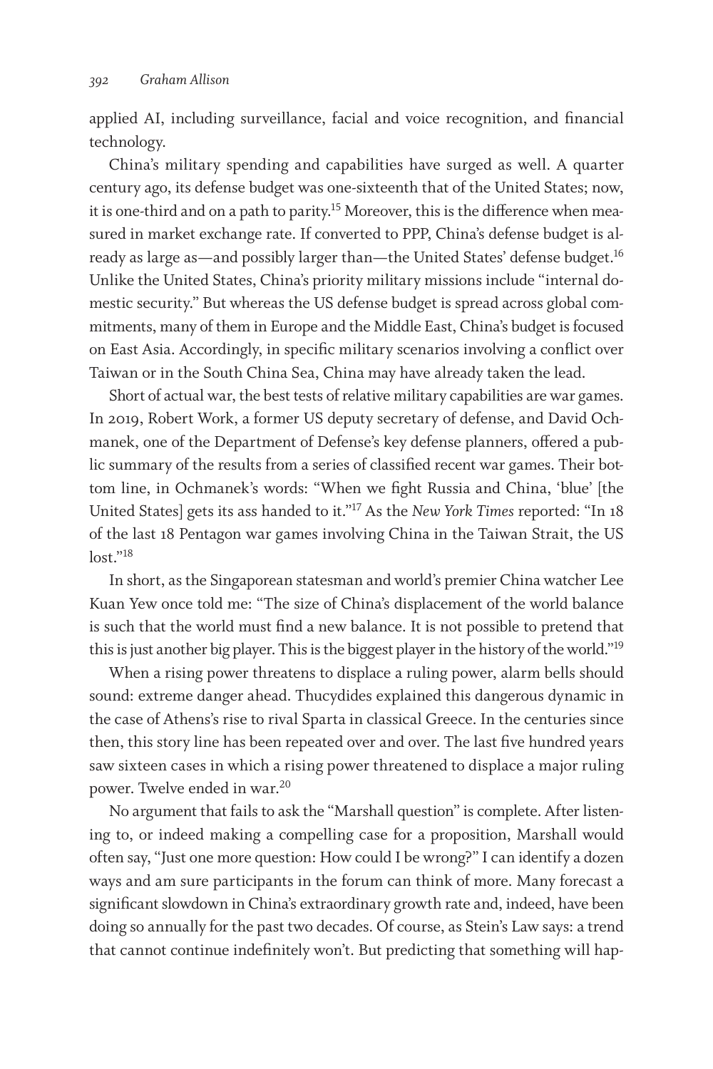applied AI, including surveillance, facial and voice recognition, and financial technology.

China's military spending and capabilities have surged as well. A quarter century ago, its defense budget was one-sixteenth that of the United States; now, it is one-third and on a path to parity.[15] Moreover, this is the difference when measured in market exchange rate. If converted to PPP, China's defense budget is already as large as—and possibly larger than—the United States' defense budget.[16] Unlike the United States, China's priority military missions include "internal domestic security." But whereas the US defense budget is spread across global commitments, many of them in Europe and the Middle East, China's budget is focused on East Asia. Accordingly, in specific military scenarios involving a conflict over Taiwan or in the South China Sea, China may have already taken the lead.

Short of actual war, the best tests of relative military capabilities are war games. In 2019, Robert Work, a former US deputy secretary of defense, and David Ochmanek, one of the Department of Defense's key defense planners, offered a public summary of the results from a series of classified recent war games. Their bottom line, in Ochmanek's words: "When we fight Russia and China, 'blue' [the United States] gets its ass handed to it."[17] As the *New York Times* reported: "In 18 of the last 18 Pentagon war games involving China in the Taiwan Strait, the US lost."[18]

In short, as the Singaporean statesman and world's premier China watcher Lee Kuan Yew once told me: "The size of China's displacement of the world balance is such that the world must find a new balance. It is not possible to pretend that this is just another big player. This is the biggest player in the history of the world."[19]

When a rising power threatens to displace a ruling power, alarm bells should sound: extreme danger ahead. Thucydides explained this dangerous dynamic in the case of Athens's rise to rival Sparta in classical Greece. In the centuries since then, this story line has been repeated over and over. The last five hundred years saw sixteen cases in which a rising power threatened to displace a major ruling power. Twelve ended in war.[20]

No argument that fails to ask the "Marshall question" is complete. After listening to, or indeed making a compelling case for a proposition, Marshall would often say, "Just one more question: How could I be wrong?" I can identify a dozen ways and am sure participants in the forum can think of more. Many forecast a significant slowdown in China's extraordinary growth rate and, indeed, have been doing so annually for the past two decades. Of course, as Stein's Law says: a trend that cannot continue indefinitely won't. But predicting that something will hap-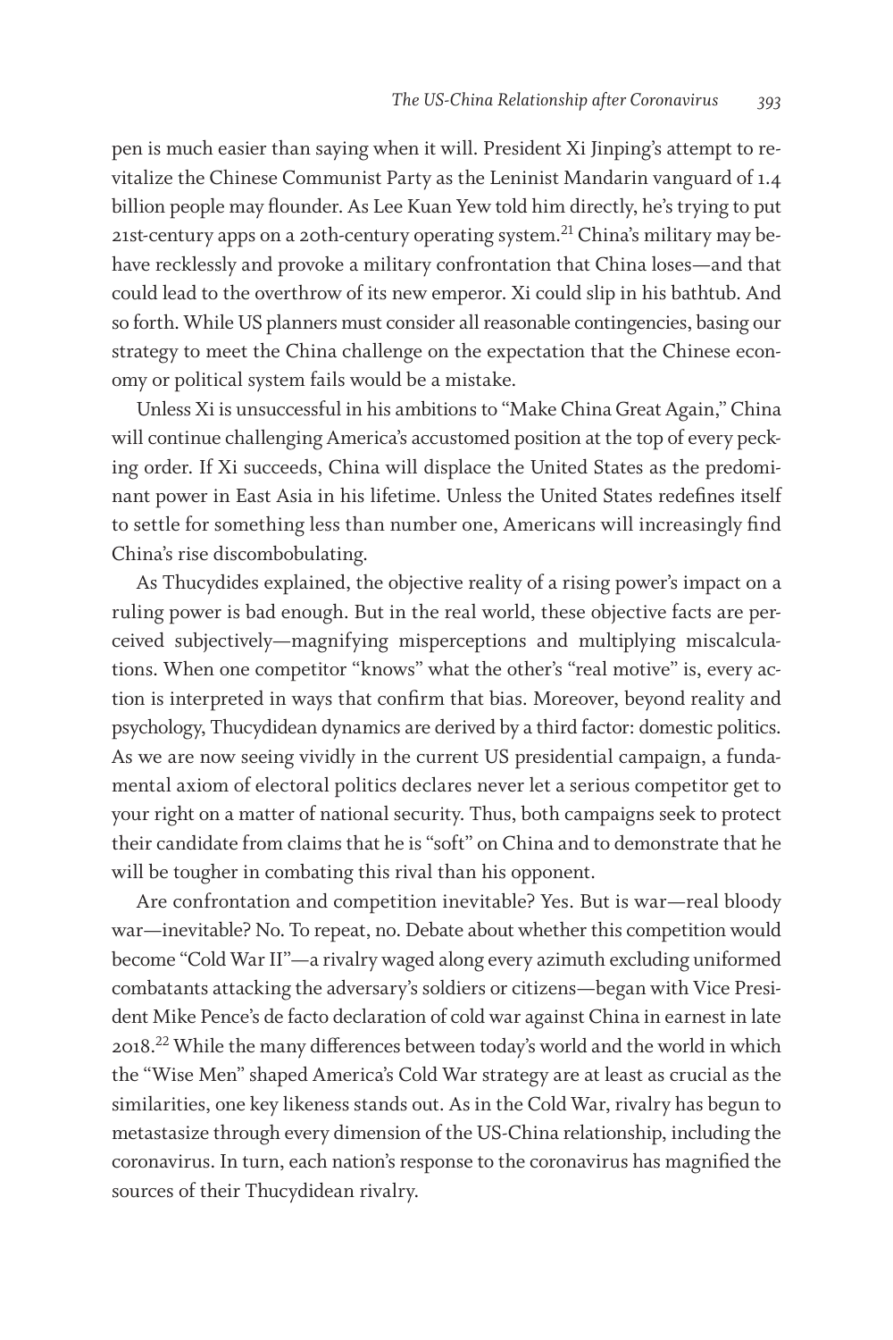pen is much easier than saying when it will. President Xi Jinping's attempt to revitalize the Chinese Communist Party as the Leninist Mandarin vanguard of 1.4 billion people may flounder. As Lee Kuan Yew told him directly, he's trying to put 21st-century apps on a 20th-century operating system.[21] China's military may behave recklessly and provoke a military confrontation that China loses—and that could lead to the overthrow of its new emperor. Xi could slip in his bathtub. And so forth. While US planners must consider all reasonable contingencies, basing our strategy to meet the China challenge on the expectation that the Chinese economy or political system fails would be a mistake.

Unless Xi is unsuccessful in his ambitions to "Make China Great Again," China will continue challenging America's accustomed position at the top of every pecking order. If Xi succeeds, China will displace the United States as the predominant power in East Asia in his lifetime. Unless the United States redefines itself to settle for something less than number one, Americans will increasingly find China's rise discombobulating.

As Thucydides explained, the objective reality of a rising power's impact on a ruling power is bad enough. But in the real world, these objective facts are perceived subjectively—magnifying misperceptions and multiplying miscalculations. When one competitor "knows" what the other's "real motive" is, every action is interpreted in ways that confirm that bias. Moreover, beyond reality and psychology, Thucydidean dynamics are derived by a third factor: domestic politics. As we are now seeing vividly in the current US presidential campaign, a fundamental axiom of electoral politics declares never let a serious competitor get to your right on a matter of national security. Thus, both campaigns seek to protect their candidate from claims that he is "soft" on China and to demonstrate that he will be tougher in combating this rival than his opponent.

Are confrontation and competition inevitable? Yes. But is war—real bloody war—inevitable? No. To repeat, no. Debate about whether this competition would become "Cold War II"—a rivalry waged along every azimuth excluding uniformed combatants attacking the adversary's soldiers or citizens—began with Vice President Mike Pence's de facto declaration of cold war against China in earnest in late 2018.[22] While the many differences between today's world and the world in which the "Wise Men" shaped America's Cold War strategy are at least as crucial as the similarities, one key likeness stands out. As in the Cold War, rivalry has begun to metastasize through every dimension of the US-China relationship, including the coronavirus. In turn, each nation's response to the coronavirus has magnified the sources of their Thucydidean rivalry.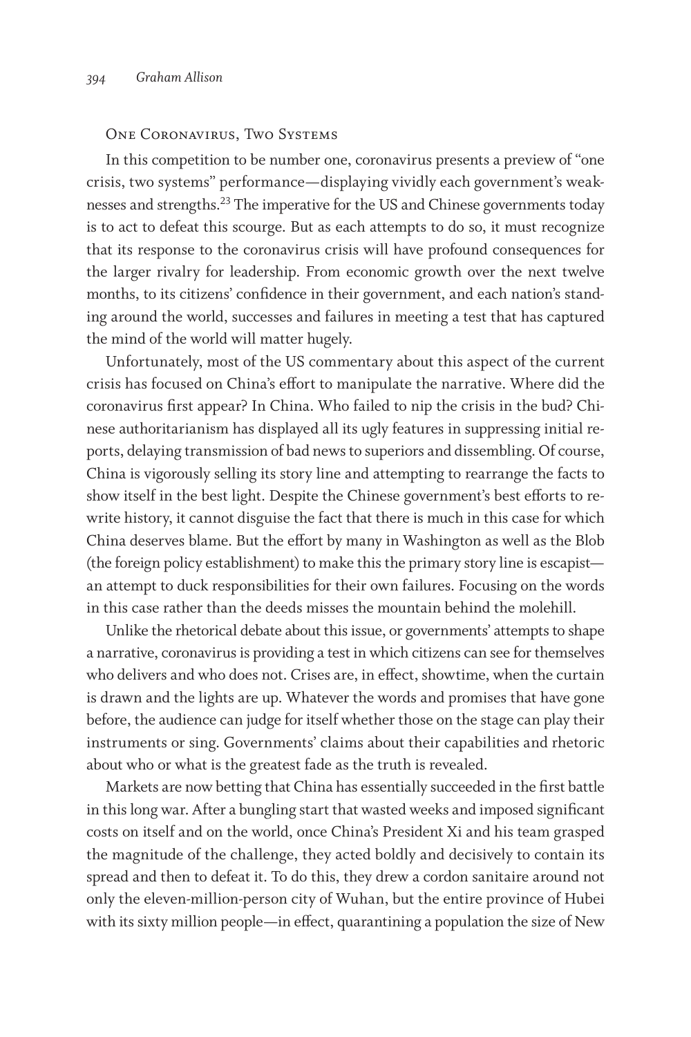## One Coronavirus, Two Systems

In this competition to be number one, coronavirus presents a preview of "one crisis, two systems" performance—displaying vividly each government's weaknesses and strengths.[23] The imperative for the US and Chinese governments today is to act to defeat this scourge. But as each attempts to do so, it must recognize that its response to the coronavirus crisis will have profound consequences for the larger rivalry for leadership. From economic growth over the next twelve months, to its citizens' confidence in their government, and each nation's standing around the world, successes and failures in meeting a test that has captured the mind of the world will matter hugely.

Unfortunately, most of the US commentary about this aspect of the current crisis has focused on China's effort to manipulate the narrative. Where did the coronavirus first appear? In China. Who failed to nip the crisis in the bud? Chinese authoritarianism has displayed all its ugly features in suppressing initial reports, delaying transmission of bad news to superiors and dissembling. Of course, China is vigorously selling its story line and attempting to rearrange the facts to show itself in the best light. Despite the Chinese government's best efforts to rewrite history, it cannot disguise the fact that there is much in this case for which China deserves blame. But the effort by many in Washington as well as the Blob (the foreign policy establishment) to make this the primary story line is escapist—an attempt to duck responsibilities for their own failures. Focusing on the words in this case rather than the deeds misses the mountain behind the molehill.

Unlike the rhetorical debate about this issue, or governments' attempts to shape a narrative, coronavirus is providing a test in which citizens can see for themselves who delivers and who does not. Crises are, in effect, showtime, when the curtain is drawn and the lights are up. Whatever the words and promises that have gone before, the audience can judge for itself whether those on the stage can play their instruments or sing. Governments' claims about their capabilities and rhetoric about who or what is the greatest fade as the truth is revealed.

Markets are now betting that China has essentially succeeded in the first battle in this long war. After a bungling start that wasted weeks and imposed significant costs on itself and on the world, once China's President Xi and his team grasped the magnitude of the challenge, they acted boldly and decisively to contain its spread and then to defeat it. To do this, they drew a cordon sanitaire around not only the eleven-million-person city of Wuhan, but the entire province of Hubei with its sixty million people—in effect, quarantining a population the size of New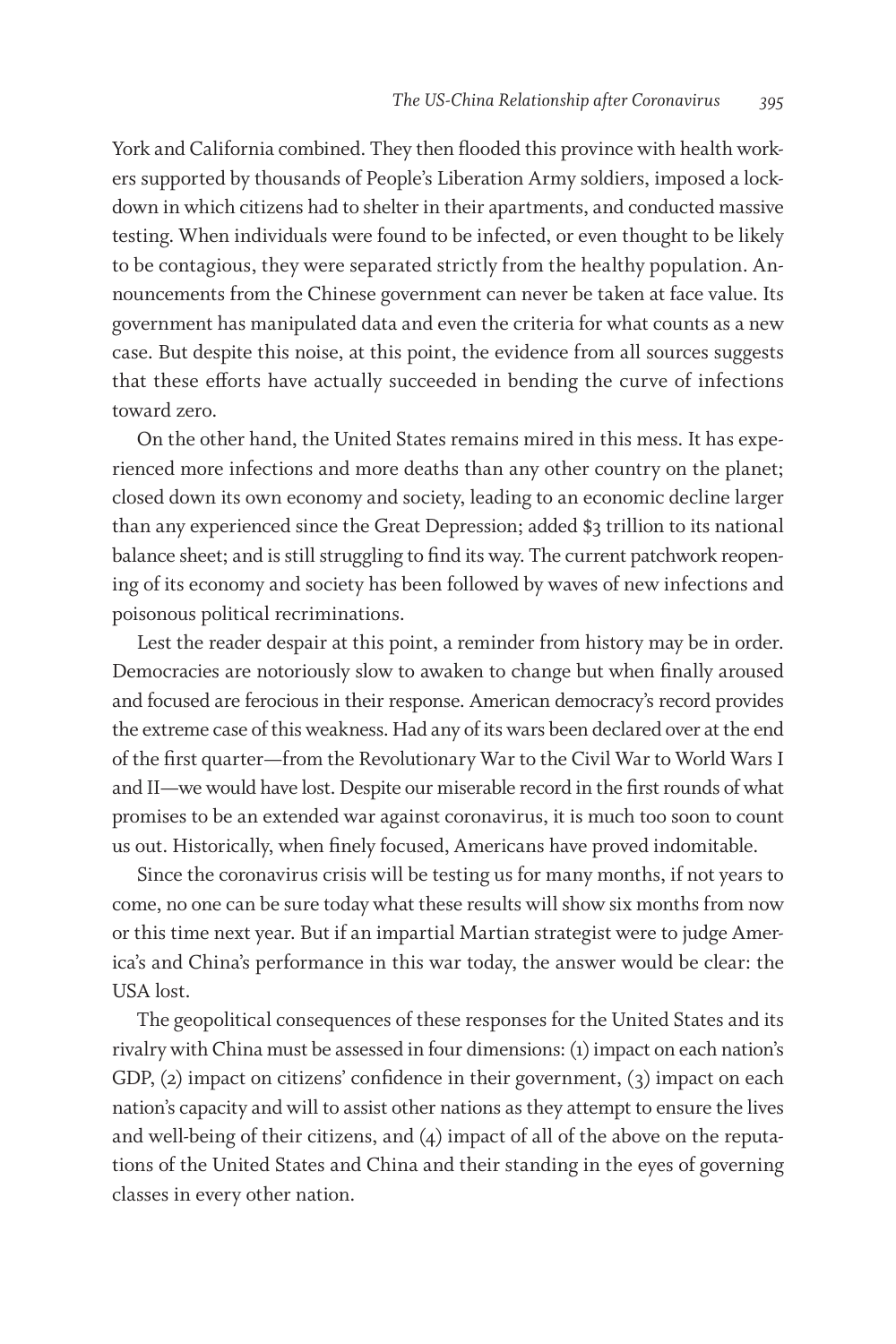York and California combined. They then flooded this province with health workers supported by thousands of People's Liberation Army soldiers, imposed a lockdown in which citizens had to shelter in their apartments, and conducted massive testing. When individuals were found to be infected, or even thought to be likely to be contagious, they were separated strictly from the healthy population. Announcements from the Chinese government can never be taken at face value. Its government has manipulated data and even the criteria for what counts as a new case. But despite this noise, at this point, the evidence from all sources suggests that these efforts have actually succeeded in bending the curve of infections toward zero.

On the other hand, the United States remains mired in this mess. It has experienced more infections and more deaths than any other country on the planet; closed down its own economy and society, leading to an economic decline larger than any experienced since the Great Depression; added $3 trillion to its national balance sheet; and is still struggling to find its way. The current patchwork reopening of its economy and society has been followed by waves of new infections and poisonous political recriminations.

Lest the reader despair at this point, a reminder from history may be in order. Democracies are notoriously slow to awaken to change but when finally aroused and focused are ferocious in their response. American democracy's record provides the extreme case of this weakness. Had any of its wars been declared over at the end of the first quarter—from the Revolutionary War to the Civil War to World Wars I and II—we would have lost. Despite our miserable record in the first rounds of what promises to be an extended war against coronavirus, it is much too soon to count us out. Historically, when finely focused, Americans have proved indomitable.

Since the coronavirus crisis will be testing us for many months, if not years to come, no one can be sure today what these results will show six months from now or this time next year. But if an impartial Martian strategist were to judge America's and China's performance in this war today, the answer would be clear: the USA lost.

The geopolitical consequences of these responses for the United States and its rivalry with China must be assessed in four dimensions: (1) impact on each nation's GDP, (2) impact on citizens' confidence in their government, (3) impact on each nation's capacity and will to assist other nations as they attempt to ensure the lives and well-being of their citizens, and (4) impact of all of the above on the reputations of the United States and China and their standing in the eyes of governing classes in every other nation.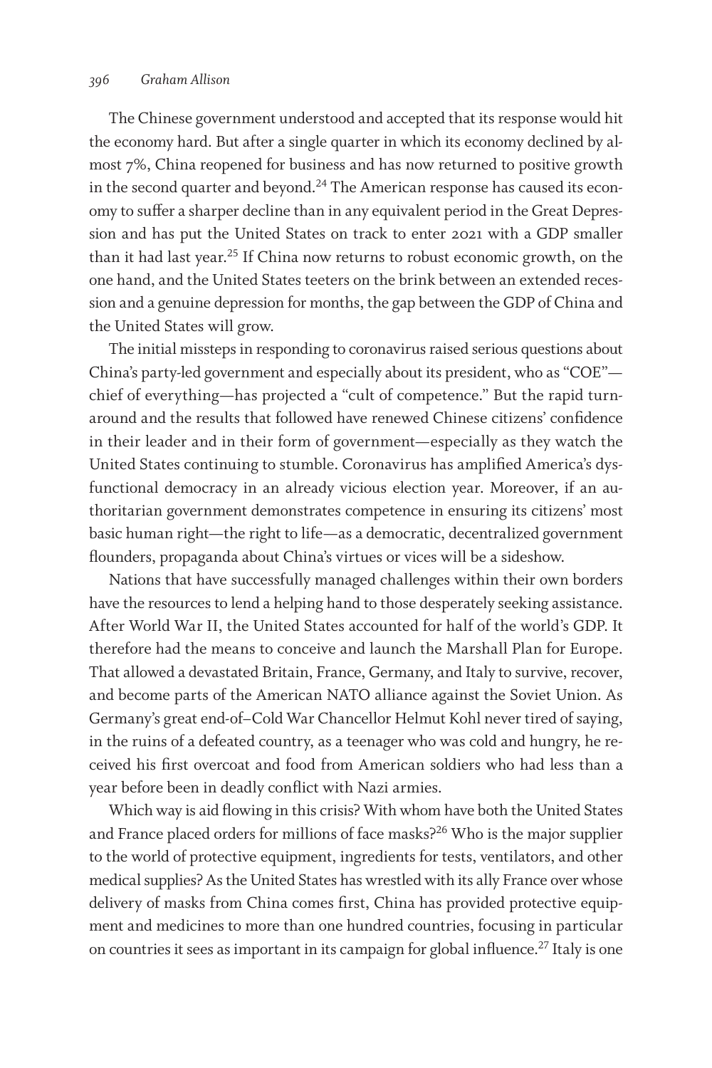The Chinese government understood and accepted that its response would hit the economy hard. But after a single quarter in which its economy declined by almost 7%, China reopened for business and has now returned to positive growth in the second quarter and beyond.[24] The American response has caused its economy to suffer a sharper decline than in any equivalent period in the Great Depression and has put the United States on track to enter 2021 with a GDP smaller than it had last year.[25] If China now returns to robust economic growth, on the one hand, and the United States teeters on the brink between an extended recession and a genuine depression for months, the gap between the GDP of China and the United States will grow.

The initial missteps in responding to coronavirus raised serious questions about China's party-led government and especially about its president, who as "COE"—chief of everything—has projected a "cult of competence." But the rapid turnaround and the results that followed have renewed Chinese citizens' confidence in their leader and in their form of government—especially as they watch the United States continuing to stumble. Coronavirus has amplified America's dysfunctional democracy in an already vicious election year. Moreover, if an authoritarian government demonstrates competence in ensuring its citizens' most basic human right—the right to life—as a democratic, decentralized government flounders, propaganda about China's virtues or vices will be a sideshow.

Nations that have successfully managed challenges within their own borders have the resources to lend a helping hand to those desperately seeking assistance. After World War II, the United States accounted for half of the world's GDP. It therefore had the means to conceive and launch the Marshall Plan for Europe. That allowed a devastated Britain, France, Germany, and Italy to survive, recover, and become parts of the American NATO alliance against the Soviet Union. As Germany's great end-of–Cold War Chancellor Helmut Kohl never tired of saying, in the ruins of a defeated country, as a teenager who was cold and hungry, he received his first overcoat and food from American soldiers who had less than a year before been in deadly conflict with Nazi armies.

Which way is aid flowing in this crisis? With whom have both the United States and France placed orders for millions of face masks?[26] Who is the major supplier to the world of protective equipment, ingredients for tests, ventilators, and other medical supplies? As the United States has wrestled with its ally France over whose delivery of masks from China comes first, China has provided protective equipment and medicines to more than one hundred countries, focusing in particular on countries it sees as important in its campaign for global influence.[27] Italy is one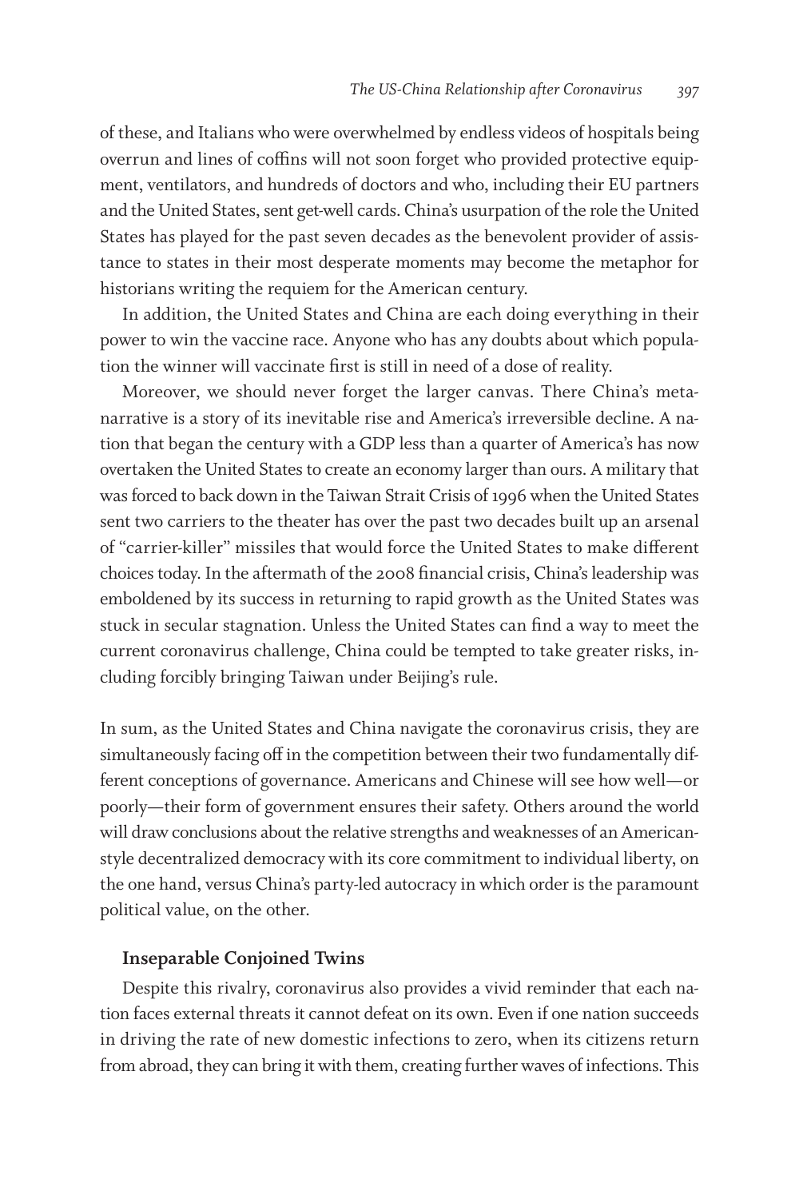of these, and Italians who were overwhelmed by endless videos of hospitals being overrun and lines of coffins will not soon forget who provided protective equipment, ventilators, and hundreds of doctors and who, including their EU partners and the United States, sent get-well cards. China's usurpation of the role the United States has played for the past seven decades as the benevolent provider of assistance to states in their most desperate moments may become the metaphor for historians writing the requiem for the American century.

In addition, the United States and China are each doing everything in their power to win the vaccine race. Anyone who has any doubts about which population the winner will vaccinate first is still in need of a dose of reality.

Moreover, we should never forget the larger canvas. There China's metanarrative is a story of its inevitable rise and America's irreversible decline. A nation that began the century with a GDP less than a quarter of America's has now overtaken the United States to create an economy larger than ours. A military that was forced to back down in the Taiwan Strait Crisis of 1996 when the United States sent two carriers to the theater has over the past two decades built up an arsenal of "carrier-killer" missiles that would force the United States to make different choices today. In the aftermath of the 2008 financial crisis, China's leadership was emboldened by its success in returning to rapid growth as the United States was stuck in secular stagnation. Unless the United States can find a way to meet the current coronavirus challenge, China could be tempted to take greater risks, including forcibly bringing Taiwan under Beijing's rule.

In sum, as the United States and China navigate the coronavirus crisis, they are simultaneously facing off in the competition between their two fundamentally different conceptions of governance. Americans and Chinese will see how well—or poorly—their form of government ensures their safety. Others around the world will draw conclusions about the relative strengths and weaknesses of an American-style decentralized democracy with its core commitment to individual liberty, on the one hand, versus China's party-led autocracy in which order is the paramount political value, on the other.

### Inseparable Conjoined Twins

Despite this rivalry, coronavirus also provides a vivid reminder that each nation faces external threats it cannot defeat on its own. Even if one nation succeeds in driving the rate of new domestic infections to zero, when its citizens return from abroad, they can bring it with them, creating further waves of infections. This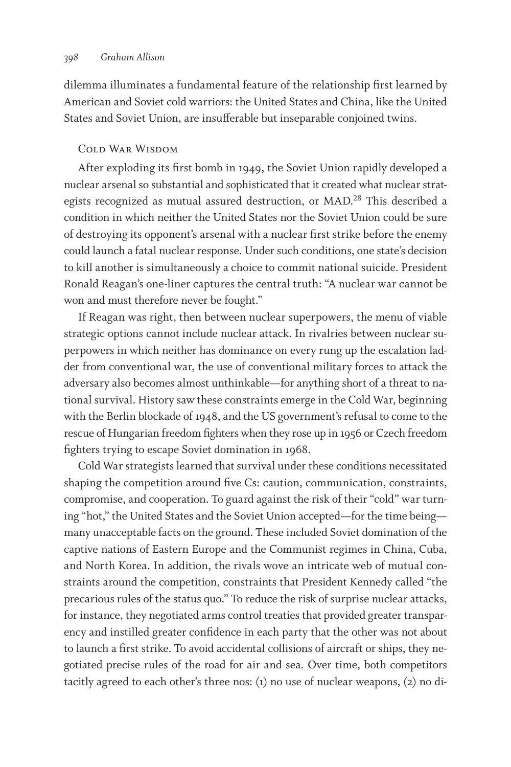dilemma illuminates a fundamental feature of the relationship first learned by American and Soviet cold warriors: the United States and China, like the United States and Soviet Union, are insufferable but inseparable conjoined twins.

## Cold War Wisdom

After exploding its first bomb in 1949, the Soviet Union rapidly developed a nuclear arsenal so substantial and sophisticated that it created what nuclear strategists recognized as mutual assured destruction, or MAD.[28] This described a condition in which neither the United States nor the Soviet Union could be sure of destroying its opponent's arsenal with a nuclear first strike before the enemy could launch a fatal nuclear response. Under such conditions, one state's decision to kill another is simultaneously a choice to commit national suicide. President Ronald Reagan's one-liner captures the central truth: "A nuclear war cannot be won and must therefore never be fought."

If Reagan was right, then between nuclear superpowers, the menu of viable strategic options cannot include nuclear attack. In rivalries between nuclear superpowers in which neither has dominance on every rung up the escalation ladder from conventional war, the use of conventional military forces to attack the adversary also becomes almost unthinkable—for anything short of a threat to national survival. History saw these constraints emerge in the Cold War, beginning with the Berlin blockade of 1948, and the US government's refusal to come to the rescue of Hungarian freedom fighters when they rose up in 1956 or Czech freedom fighters trying to escape Soviet domination in 1968.

Cold War strategists learned that survival under these conditions necessitated shaping the competition around five Cs: caution, communication, constraints, compromise, and cooperation. To guard against the risk of their "cold" war turning "hot," the United States and the Soviet Union accepted—for the time being—many unacceptable facts on the ground. These included Soviet domination of the captive nations of Eastern Europe and the Communist regimes in China, Cuba, and North Korea. In addition, the rivals wove an intricate web of mutual constraints around the competition, constraints that President Kennedy called "the precarious rules of the status quo." To reduce the risk of surprise nuclear attacks, for instance, they negotiated arms control treaties that provided greater transparency and instilled greater confidence in each party that the other was not about to launch a first strike. To avoid accidental collisions of aircraft or ships, they negotiated precise rules of the road for air and sea. Over time, both competitors tacitly agreed to each other's three nos: (1) no use of nuclear weapons, (2) no di-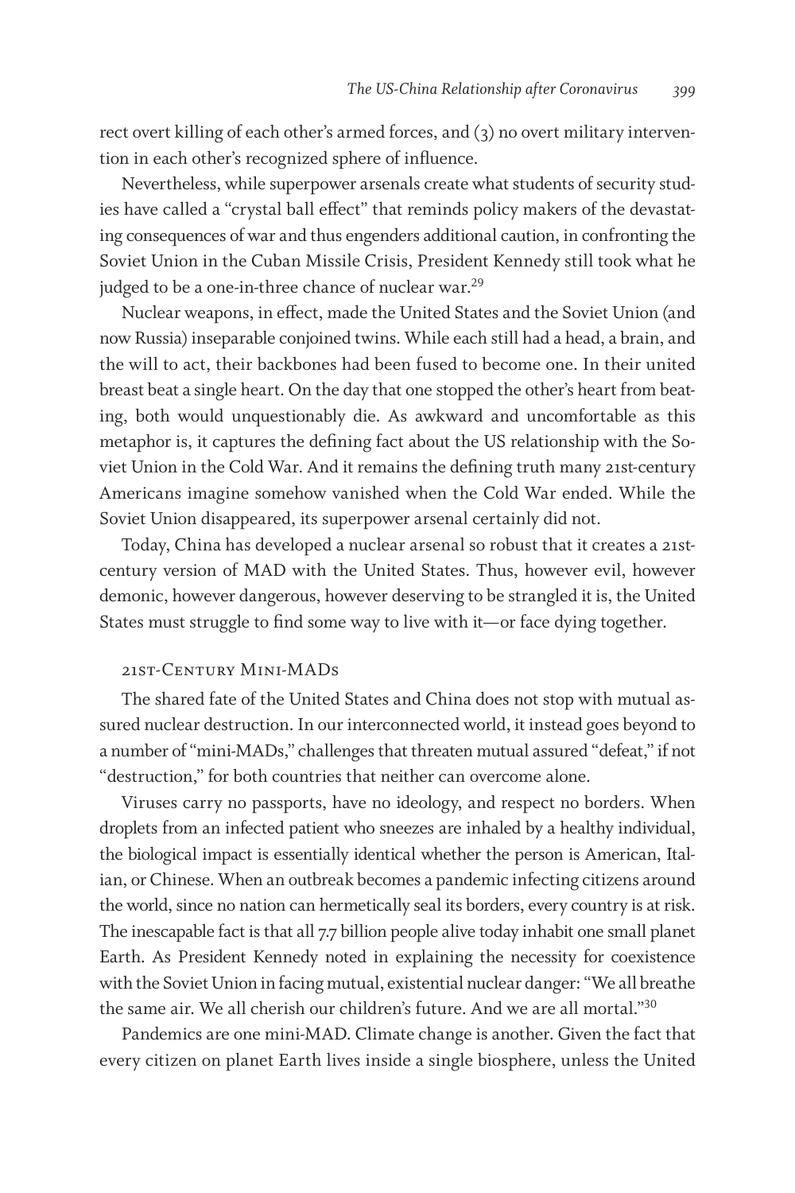rect overt killing of each other's armed forces, and (3) no overt military intervention in each other's recognized sphere of influence.

Nevertheless, while superpower arsenals create what students of security studies have called a "crystal ball effect" that reminds policy makers of the devastating consequences of war and thus engenders additional caution, in confronting the Soviet Union in the Cuban Missile Crisis, President Kennedy still took what he judged to be a one-in-three chance of nuclear war.[29]

Nuclear weapons, in effect, made the United States and the Soviet Union (and now Russia) inseparable conjoined twins. While each still had a head, a brain, and the will to act, their backbones had been fused to become one. In their united breast beat a single heart. On the day that one stopped the other's heart from beating, both would unquestionably die. As awkward and uncomfortable as this metaphor is, it captures the defining fact about the US relationship with the Soviet Union in the Cold War. And it remains the defining truth many 21st-century Americans imagine somehow vanished when the Cold War ended. While the Soviet Union disappeared, its superpower arsenal certainly did not.

Today, China has developed a nuclear arsenal so robust that it creates a 21st-century version of MAD with the United States. Thus, however evil, however demonic, however dangerous, however deserving to be strangled it is, the United States must struggle to find some way to live with it—or face dying together.

## 21st-Century Mini-MADs

The shared fate of the United States and China does not stop with mutual assured nuclear destruction. In our interconnected world, it instead goes beyond to a number of "mini-MADs," challenges that threaten mutual assured "defeat," if not "destruction," for both countries that neither can overcome alone.

Viruses carry no passports, have no ideology, and respect no borders. When droplets from an infected patient who sneezes are inhaled by a healthy individual, the biological impact is essentially identical whether the person is American, Italian, or Chinese. When an outbreak becomes a pandemic infecting citizens around the world, since no nation can hermetically seal its borders, every country is at risk. The inescapable fact is that all 7.7 billion people alive today inhabit one small planet Earth. As President Kennedy noted in explaining the necessity for coexistence with the Soviet Union in facing mutual, existential nuclear danger: "We all breathe the same air. We all cherish our children's future. And we are all mortal."[30]

Pandemics are one mini-MAD. Climate change is another. Given the fact that every citizen on planet Earth lives inside a single biosphere, unless the United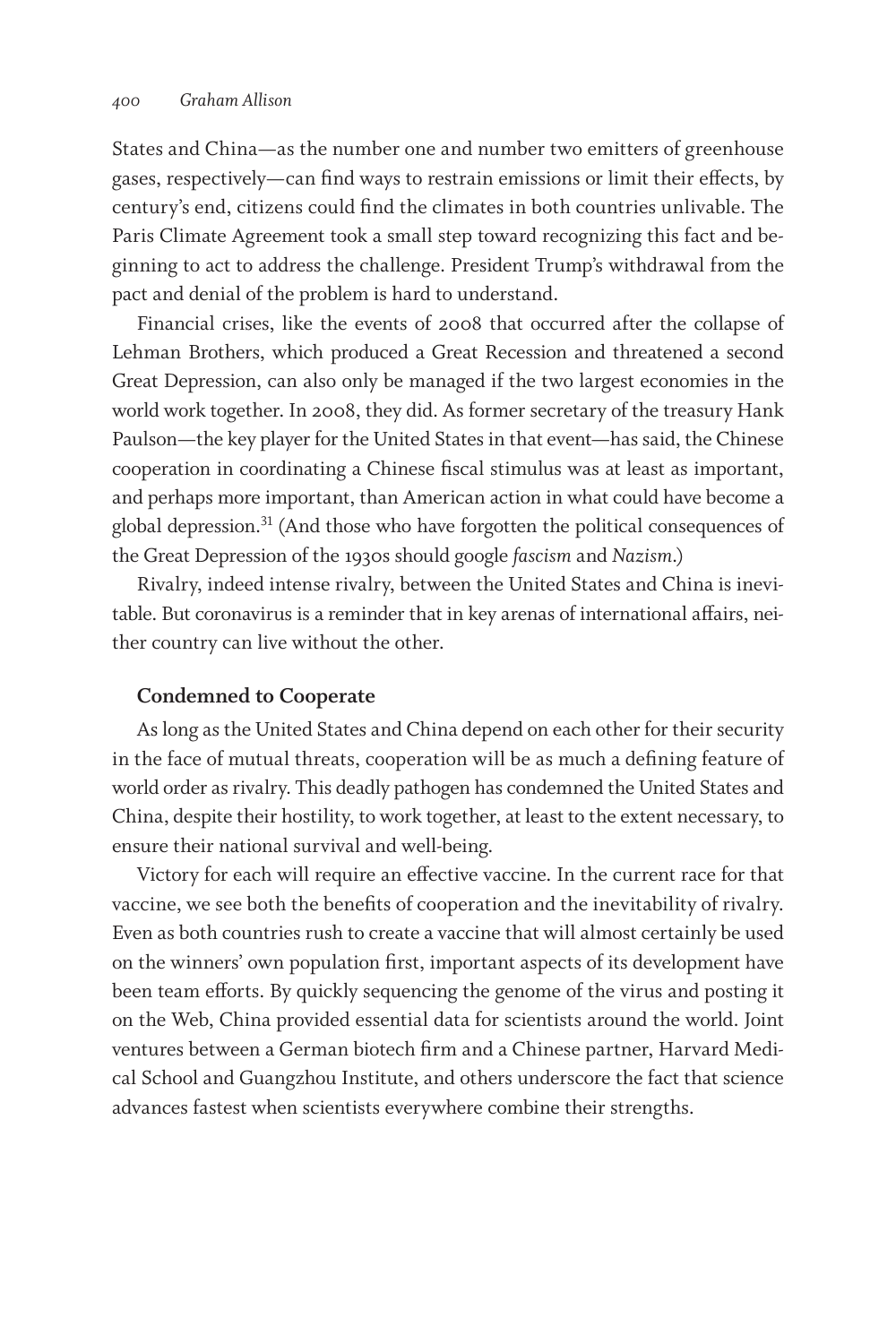States and China—as the number one and number two emitters of greenhouse gases, respectively—can find ways to restrain emissions or limit their effects, by century's end, citizens could find the climates in both countries unlivable. The Paris Climate Agreement took a small step toward recognizing this fact and beginning to act to address the challenge. President Trump's withdrawal from the pact and denial of the problem is hard to understand.

Financial crises, like the events of 2008 that occurred after the collapse of Lehman Brothers, which produced a Great Recession and threatened a second Great Depression, can also only be managed if the two largest economies in the world work together. In 2008, they did. As former secretary of the treasury Hank Paulson—the key player for the United States in that event—has said, the Chinese cooperation in coordinating a Chinese fiscal stimulus was at least as important, and perhaps more important, than American action in what could have become a global depression.[31] (And those who have forgotten the political consequences of the Great Depression of the 1930s should google *fascism* and *Nazism*.)

Rivalry, indeed intense rivalry, between the United States and China is inevitable. But coronavirus is a reminder that in key arenas of international affairs, neither country can live without the other.

### Condemned to Cooperate

As long as the United States and China depend on each other for their security in the face of mutual threats, cooperation will be as much a defining feature of world order as rivalry. This deadly pathogen has condemned the United States and China, despite their hostility, to work together, at least to the extent necessary, to ensure their national survival and well-being.

Victory for each will require an effective vaccine. In the current race for that vaccine, we see both the benefits of cooperation and the inevitability of rivalry. Even as both countries rush to create a vaccine that will almost certainly be used on the winners' own population first, important aspects of its development have been team efforts. By quickly sequencing the genome of the virus and posting it on the Web, China provided essential data for scientists around the world. Joint ventures between a German biotech firm and a Chinese partner, Harvard Medical School and Guangzhou Institute, and others underscore the fact that science advances fastest when scientists everywhere combine their strengths.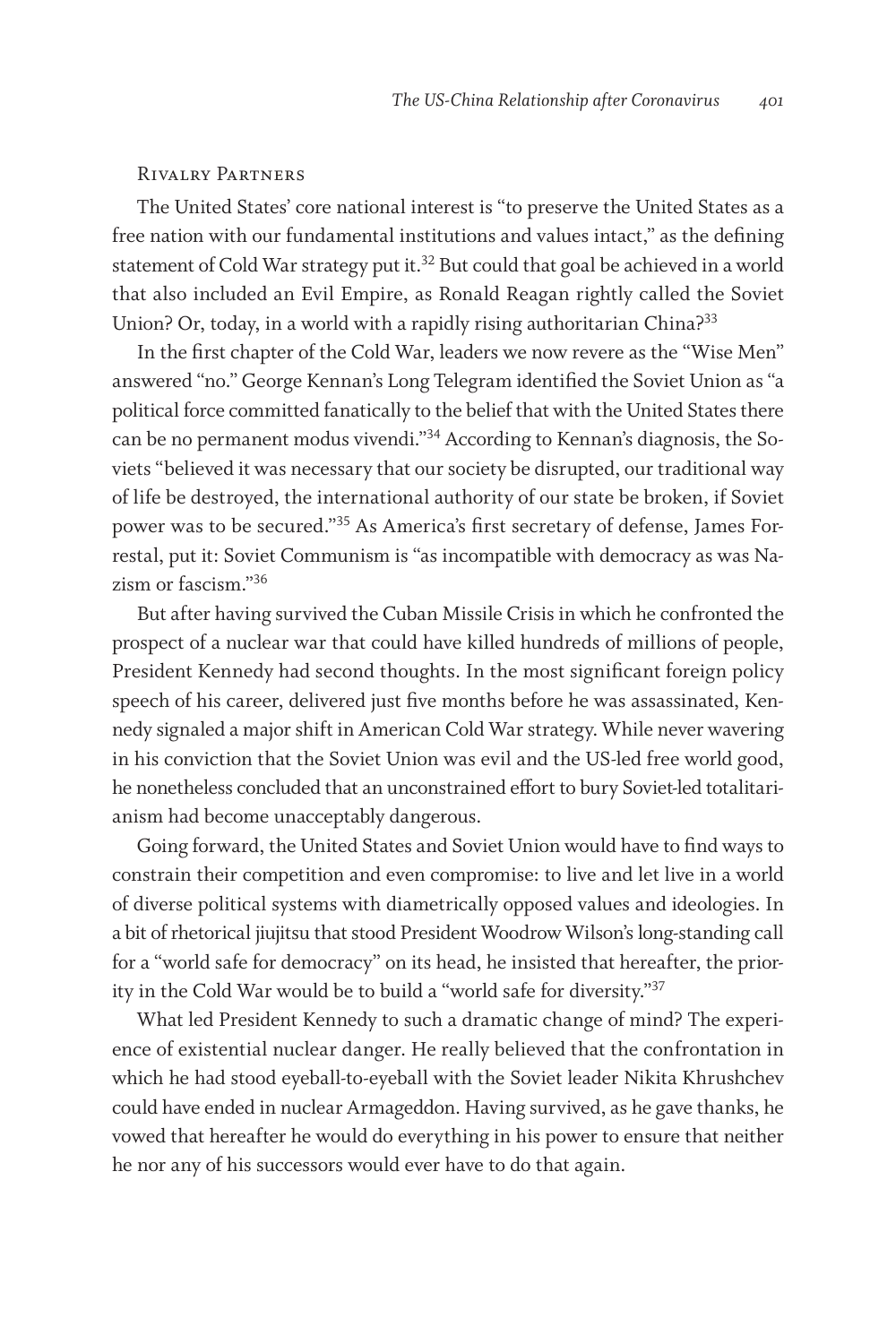## Rivalry Partners

The United States' core national interest is "to preserve the United States as a free nation with our fundamental institutions and values intact," as the defining statement of Cold War strategy put it.[32] But could that goal be achieved in a world that also included an Evil Empire, as Ronald Reagan rightly called the Soviet Union? Or, today, in a world with a rapidly rising authoritarian China?[33]

In the first chapter of the Cold War, leaders we now revere as the "Wise Men" answered "no." George Kennan's Long Telegram identified the Soviet Union as "a political force committed fanatically to the belief that with the United States there can be no permanent modus vivendi."[34] According to Kennan's diagnosis, the Soviets "believed it was necessary that our society be disrupted, our traditional way of life be destroyed, the international authority of our state be broken, if Soviet power was to be secured."[35] As America's first secretary of defense, James Forrestal, put it: Soviet Communism is "as incompatible with democracy as was Nazism or fascism."[36]

But after having survived the Cuban Missile Crisis in which he confronted the prospect of a nuclear war that could have killed hundreds of millions of people, President Kennedy had second thoughts. In the most significant foreign policy speech of his career, delivered just five months before he was assassinated, Kennedy signaled a major shift in American Cold War strategy. While never wavering in his conviction that the Soviet Union was evil and the US-led free world good, he nonetheless concluded that an unconstrained effort to bury Soviet-led totalitarianism had become unacceptably dangerous.

Going forward, the United States and Soviet Union would have to find ways to constrain their competition and even compromise: to live and let live in a world of diverse political systems with diametrically opposed values and ideologies. In a bit of rhetorical jiujitsu that stood President Woodrow Wilson's long-standing call for a "world safe for democracy" on its head, he insisted that hereafter, the priority in the Cold War would be to build a "world safe for diversity."[37]

What led President Kennedy to such a dramatic change of mind? The experience of existential nuclear danger. He really believed that the confrontation in which he had stood eyeball-to-eyeball with the Soviet leader Nikita Khrushchev could have ended in nuclear Armageddon. Having survived, as he gave thanks, he vowed that hereafter he would do everything in his power to ensure that neither he nor any of his successors would ever have to do that again.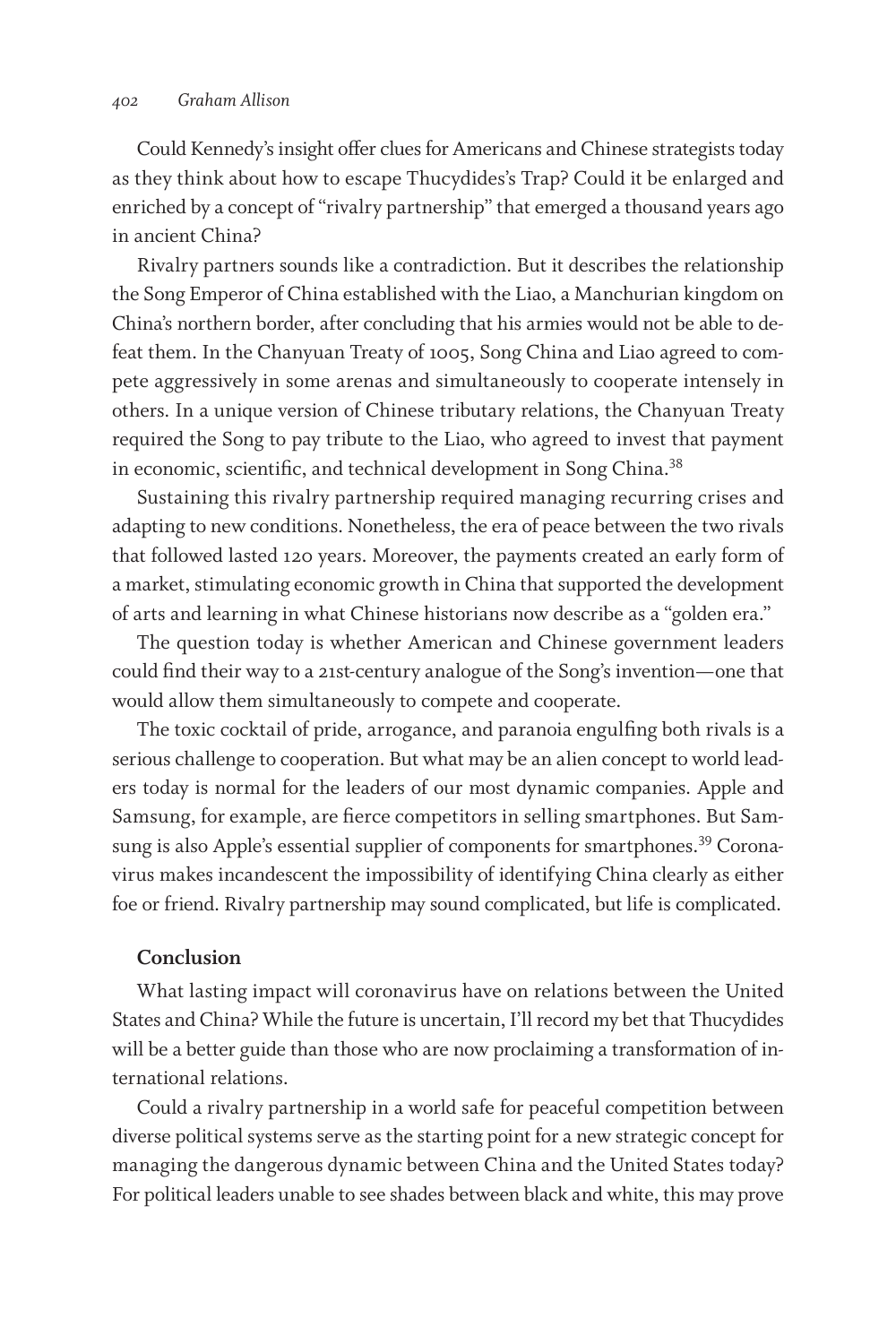Could Kennedy's insight offer clues for Americans and Chinese strategists today as they think about how to escape Thucydides's Trap? Could it be enlarged and enriched by a concept of "rivalry partnership" that emerged a thousand years ago in ancient China?

Rivalry partners sounds like a contradiction. But it describes the relationship the Song Emperor of China established with the Liao, a Manchurian kingdom on China's northern border, after concluding that his armies would not be able to defeat them. In the Chanyuan Treaty of 1005, Song China and Liao agreed to compete aggressively in some arenas and simultaneously to cooperate intensely in others. In a unique version of Chinese tributary relations, the Chanyuan Treaty required the Song to pay tribute to the Liao, who agreed to invest that payment in economic, scientific, and technical development in Song China.[38]

Sustaining this rivalry partnership required managing recurring crises and adapting to new conditions. Nonetheless, the era of peace between the two rivals that followed lasted 120 years. Moreover, the payments created an early form of a market, stimulating economic growth in China that supported the development of arts and learning in what Chinese historians now describe as a "golden era."

The question today is whether American and Chinese government leaders could find their way to a 21st-century analogue of the Song's invention—one that would allow them simultaneously to compete and cooperate.

The toxic cocktail of pride, arrogance, and paranoia engulfing both rivals is a serious challenge to cooperation. But what may be an alien concept to world leaders today is normal for the leaders of our most dynamic companies. Apple and Samsung, for example, are fierce competitors in selling smartphones. But Samsung is also Apple's essential supplier of components for smartphones.[39] Coronavirus makes incandescent the impossibility of identifying China clearly as either foe or friend. Rivalry partnership may sound complicated, but life is complicated.

### Conclusion

What lasting impact will coronavirus have on relations between the United States and China? While the future is uncertain, I'll record my bet that Thucydides will be a better guide than those who are now proclaiming a transformation of international relations.

Could a rivalry partnership in a world safe for peaceful competition between diverse political systems serve as the starting point for a new strategic concept for managing the dangerous dynamic between China and the United States today? For political leaders unable to see shades between black and white, this may prove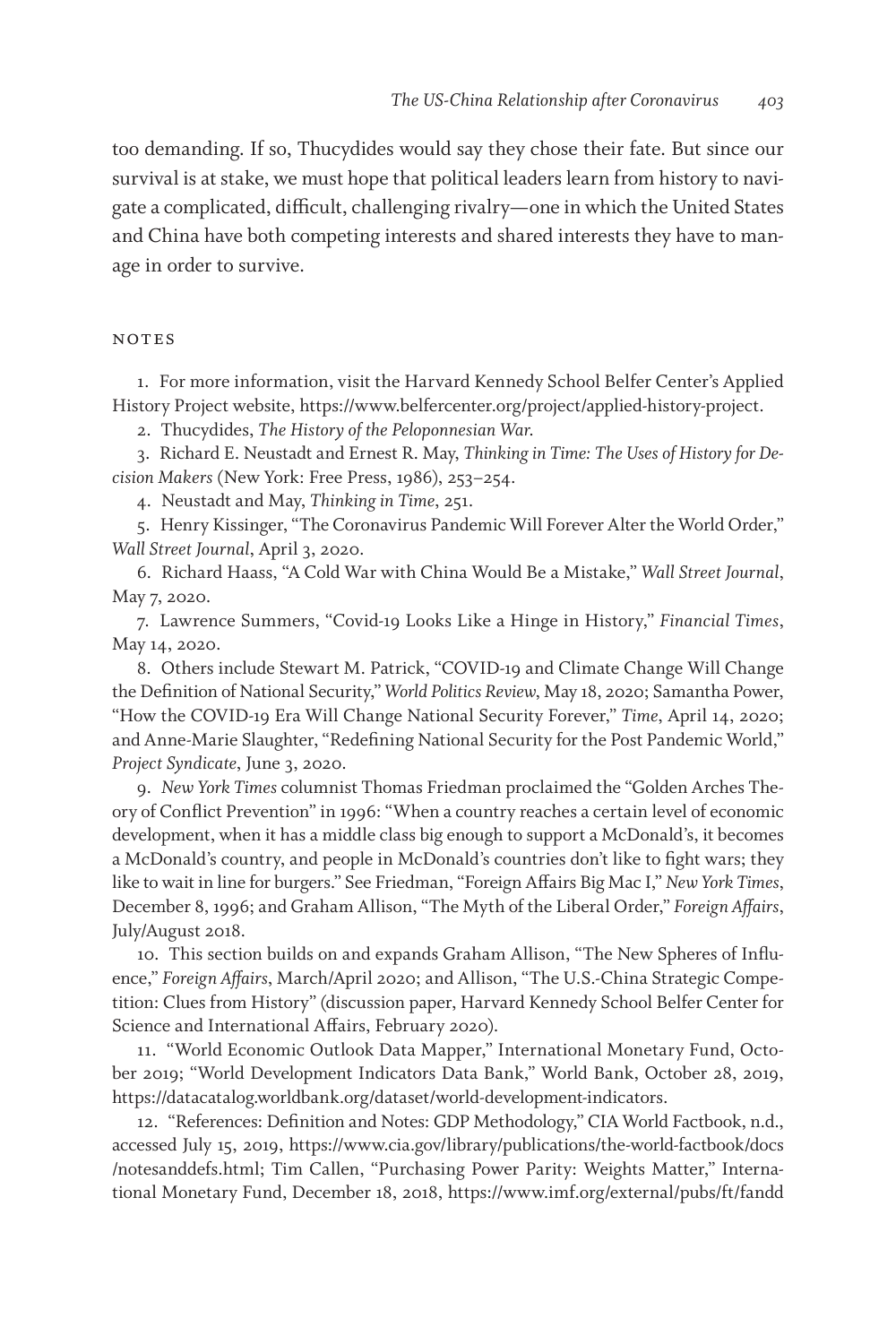too demanding. If so, Thucydides would say they chose their fate. But since our survival is at stake, we must hope that political leaders learn from history to navigate a complicated, difficult, challenging rivalry—one in which the United States and China have both competing interests and shared interests they have to manage in order to survive.

## NOTES

1. For more information, visit the Harvard Kennedy School Belfer Center's Applied History Project website, https://www.belfercenter.org/project/applied-history-project.

2. Thucydides, *The History of the Peloponnesian War*.

3. Richard E. Neustadt and Ernest R. May, *Thinking in Time: The Uses of History for Decision Makers* (New York: Free Press, 1986), 253–254.

4. Neustadt and May, *Thinking in Time*, 251.

5. Henry Kissinger, "The Coronavirus Pandemic Will Forever Alter the World Order," *Wall Street Journal*, April 3, 2020.

6. Richard Haass, "A Cold War with China Would Be a Mistake," *Wall Street Journal*, May 7, 2020.

7. Lawrence Summers, "Covid-19 Looks Like a Hinge in History," *Financial Times*, May 14, 2020.

8. Others include Stewart M. Patrick, "COVID-19 and Climate Change Will Change the Definition of National Security," *World Politics Review*, May 18, 2020; Samantha Power, "How the COVID-19 Era Will Change National Security Forever," *Time*, April 14, 2020; and Anne-Marie Slaughter, "Redefining National Security for the Post Pandemic World," *Project Syndicate*, June 3, 2020.

9. *New York Times* columnist Thomas Friedman proclaimed the "Golden Arches Theory of Conflict Prevention" in 1996: "When a country reaches a certain level of economic development, when it has a middle class big enough to support a McDonald's, it becomes a McDonald's country, and people in McDonald's countries don't like to fight wars; they like to wait in line for burgers." See Friedman, "Foreign Affairs Big Mac I," *New York Times*, December 8, 1996; and Graham Allison, "The Myth of the Liberal Order," *Foreign Affairs*, July/August 2018.

10. This section builds on and expands Graham Allison, "The New Spheres of Influence," *Foreign Affairs*, March/April 2020; and Allison, "The U.S.-China Strategic Competition: Clues from History" (discussion paper, Harvard Kennedy School Belfer Center for Science and International Affairs, February 2020).

11. "World Economic Outlook Data Mapper," International Monetary Fund, October 2019; "World Development Indicators Data Bank," World Bank, October 28, 2019, https://datacatalog.worldbank.org/dataset/world-development-indicators.

12. "References: Definition and Notes: GDP Methodology," CIA World Factbook, n.d., accessed July 15, 2019, https://www.cia.gov/library/publications/the-world-factbook/docs/notesanddefs.html; Tim Callen, "Purchasing Power Parity: Weights Matter," International Monetary Fund, December 18, 2018, https://www.imf.org/external/pubs/ft/fandd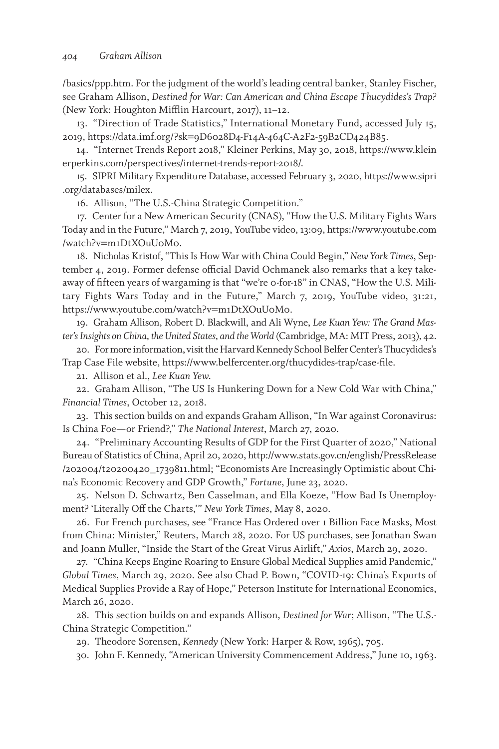/basics/ppp.htm. For the judgment of the world's leading central banker, Stanley Fischer, see Graham Allison, *Destined for War: Can American and China Escape Thucydides's Trap?* (New York: Houghton Mifflin Harcourt, 2017), 11–12.

13. "Direction of Trade Statistics," International Monetary Fund, accessed July 15, 2019, https://data.imf.org/?sk=9D6028D4-F14A-464C-A2F2-59B2CD424B85.

14. "Internet Trends Report 2018," Kleiner Perkins, May 30, 2018, https://www.kleinerperkins.com/perspectives/internet-trends-report-2018/.

15. SIPRI Military Expenditure Database, accessed February 3, 2020, https://www.sipri.org/databases/milex.

16. Allison, "The U.S.-China Strategic Competition."

17. Center for a New American Security (CNAS), "How the U.S. Military Fights Wars Today and in the Future," March 7, 2019, YouTube video, 13:09, https://www.youtube.com/watch?v=m1DtXOuUoMo.

18. Nicholas Kristof, "This Is How War with China Could Begin," *New York Times*, September 4, 2019. Former defense official David Ochmanek also remarks that a key takeaway of fifteen years of wargaming is that "we're 0-for-18" in CNAS, "How the U.S. Military Fights Wars Today and in the Future," March 7, 2019, YouTube video, 31:21, https://www.youtube.com/watch?v=m1DtXOuUoMo.

19. Graham Allison, Robert D. Blackwill, and Ali Wyne, *Lee Kuan Yew: The Grand Master's Insights on China, the United States, and the World* (Cambridge, MA: MIT Press, 2013), 42.

20. For more information, visit the Harvard Kennedy School Belfer Center's Thucydides's Trap Case File website, https://www.belfercenter.org/thucydides-trap/case-file.

21. Allison et al., *Lee Kuan Yew*.

22. Graham Allison, "The US Is Hunkering Down for a New Cold War with China," *Financial Times*, October 12, 2018.

23. This section builds on and expands Graham Allison, "In War against Coronavirus: Is China Foe—or Friend?," *The National Interest*, March 27, 2020.

24. "Preliminary Accounting Results of GDP for the First Quarter of 2020," National Bureau of Statistics of China, April 20, 2020, http://www.stats.gov.cn/english/PressRelease/202004/t20200420_1739811.html; "Economists Are Increasingly Optimistic about China's Economic Recovery and GDP Growth," *Fortune*, June 23, 2020.

25. Nelson D. Schwartz, Ben Casselman, and Ella Koeze, "How Bad Is Unemployment? 'Literally Off the Charts,'" *New York Times*, May 8, 2020.

26. For French purchases, see "France Has Ordered over 1 Billion Face Masks, Most from China: Minister," Reuters, March 28, 2020. For US purchases, see Jonathan Swan and Joann Muller, "Inside the Start of the Great Virus Airlift," *Axios*, March 29, 2020.

27. "China Keeps Engine Roaring to Ensure Global Medical Supplies amid Pandemic," *Global Times*, March 29, 2020. See also Chad P. Bown, "COVID-19: China's Exports of Medical Supplies Provide a Ray of Hope," Peterson Institute for International Economics, March 26, 2020.

28. This section builds on and expands Allison, *Destined for War*; Allison, "The U.S.-China Strategic Competition."

29. Theodore Sorensen, *Kennedy* (New York: Harper & Row, 1965), 705.

30. John F. Kennedy, "American University Commencement Address," June 10, 1963.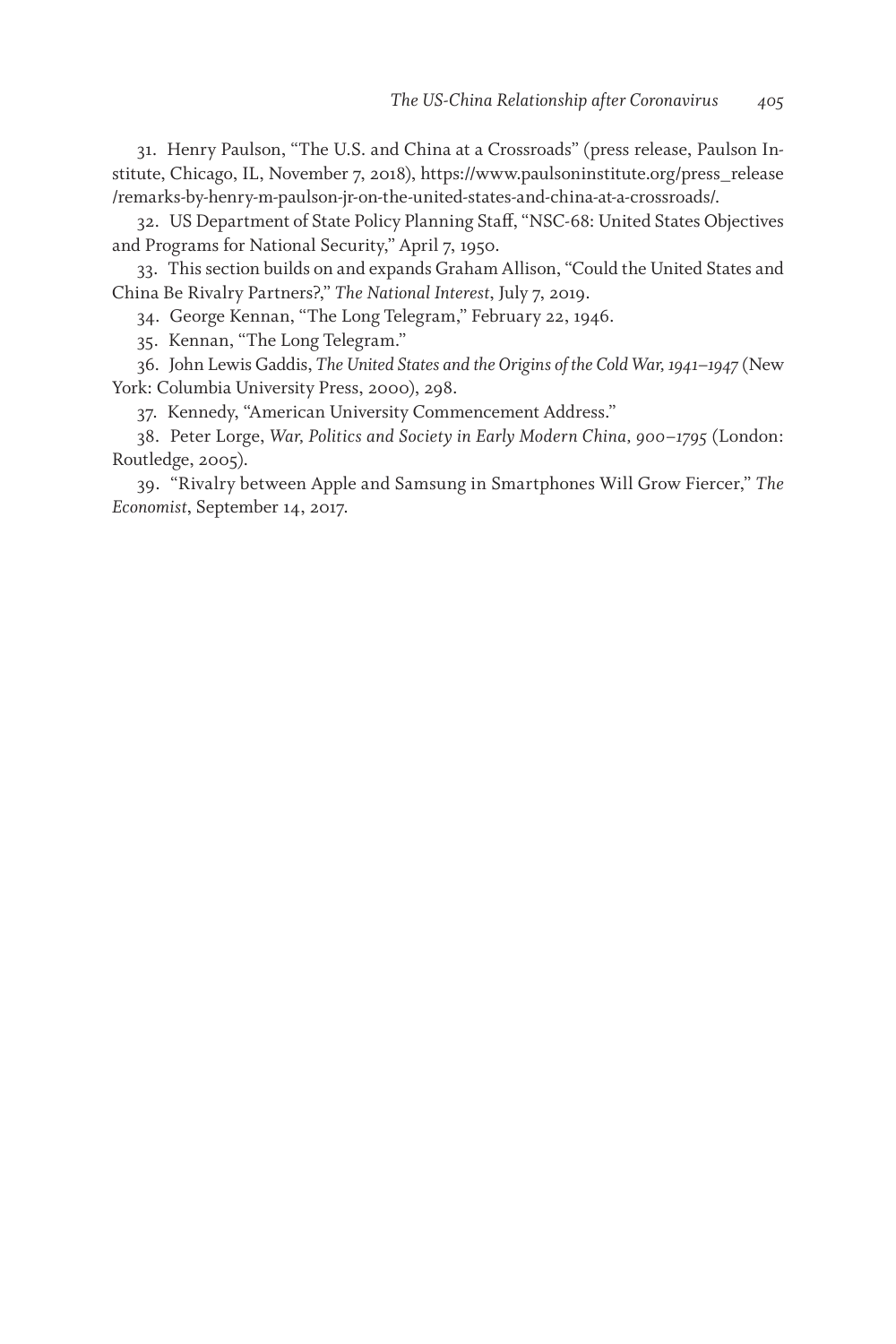31. Henry Paulson, "The U.S. and China at a Crossroads" (press release, Paulson Institute, Chicago, IL, November 7, 2018), https://www.paulsoninstitute.org/press_release/remarks-by-henry-m-paulson-jr-on-the-united-states-and-china-at-a-crossroads/.

32. US Department of State Policy Planning Staff, "NSC-68: United States Objectives and Programs for National Security," April 7, 1950.

33. This section builds on and expands Graham Allison, "Could the United States and China Be Rivalry Partners?," *The National Interest*, July 7, 2019.

34. George Kennan, "The Long Telegram," February 22, 1946.

35. Kennan, "The Long Telegram."

36. John Lewis Gaddis, *The United States and the Origins of the Cold War, 1941–1947* (New York: Columbia University Press, 2000), 298.

37. Kennedy, "American University Commencement Address."

38. Peter Lorge, *War, Politics and Society in Early Modern China, 900–1795* (London: Routledge, 2005).

39. "Rivalry between Apple and Samsung in Smartphones Will Grow Fiercer," *The Economist*, September 14, 2017.